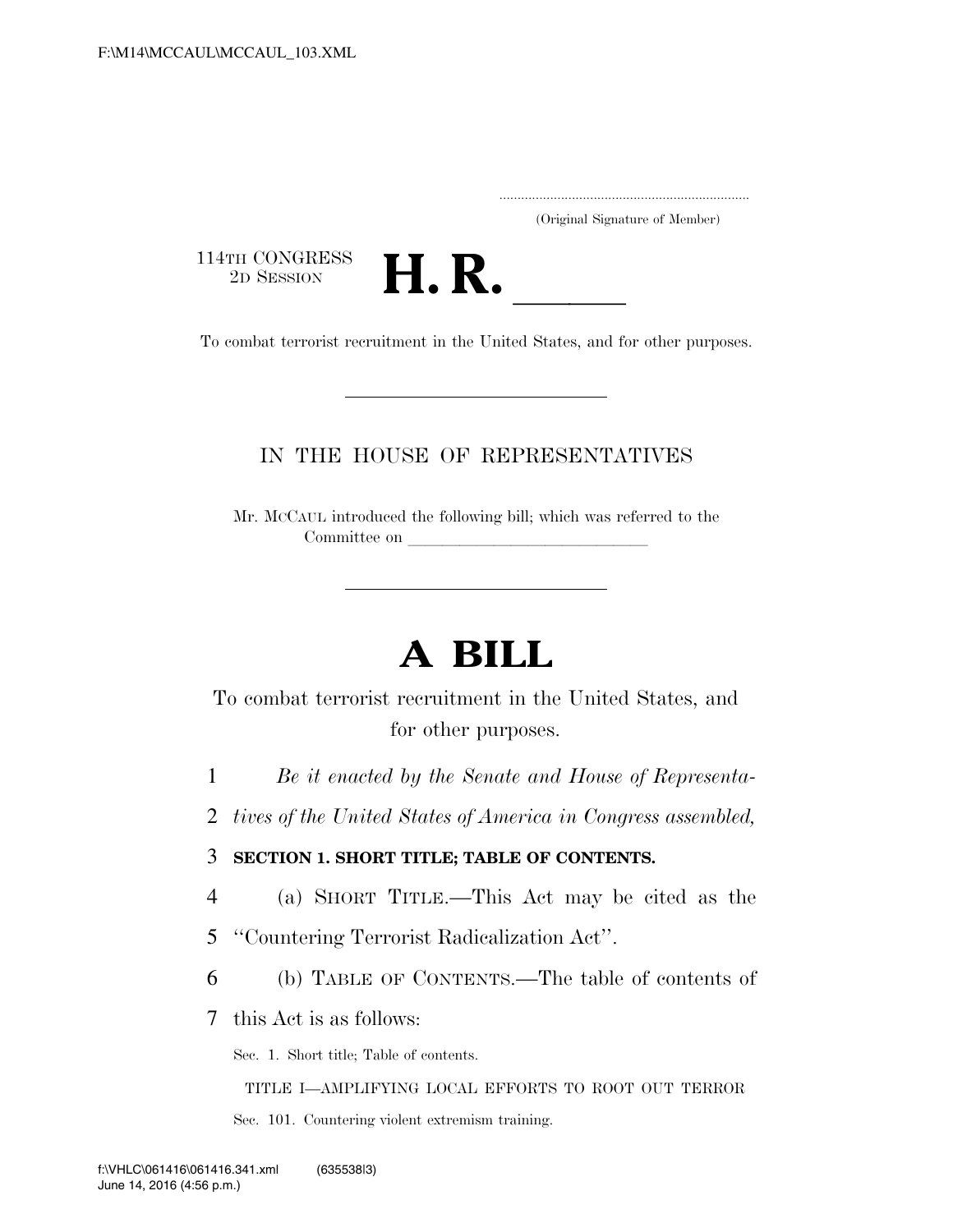(Original Signature of Member)

114TH CONGRESS
2D SESSION

# H. R. \_\_\_\_\_

To combat terrorist recruitment in the United States, and for other purposes.

---

IN THE HOUSE OF REPRESENTATIVES

Mr. MCCAUL introduced the following bill; which was referred to the Committee on \_\_\_\_\_\_\_\_\_\_\_\_\_\_\_\_\_\_\_\_\_\_\_\_\_\_\_\_\_\_

---

# A BILL

To combat terrorist recruitment in the United States, and for other purposes.

1 *Be it enacted by the Senate and House of Representa-*
2 *tives of the United States of America in Congress assembled,*

3 **SECTION 1. SHORT TITLE; TABLE OF CONTENTS.**

4 (a) SHORT TITLE.—This Act may be cited as the
5 "Countering Terrorist Radicalization Act".

6 (b) TABLE OF CONTENTS.—The table of contents of
7 this Act is as follows:

Sec. 1. Short title; Table of contents.

TITLE I—AMPLIFYING LOCAL EFFORTS TO ROOT OUT TERROR

Sec. 101. Countering violent extremism training.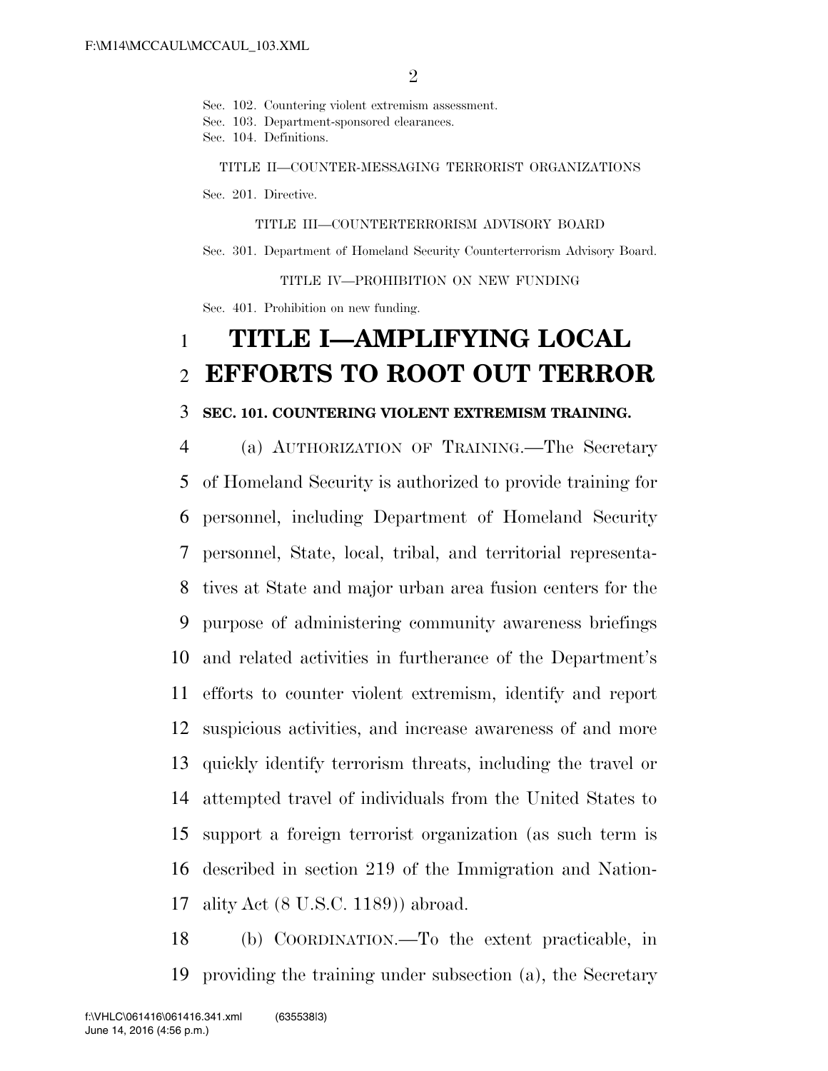Sec. 102. Countering violent extremism assessment.
Sec. 103. Department-sponsored clearances.
Sec. 104. Definitions.

TITLE II—COUNTER-MESSAGING TERRORIST ORGANIZATIONS

Sec. 201. Directive.

TITLE III—COUNTERTERRORISM ADVISORY BOARD

Sec. 301. Department of Homeland Security Counterterrorism Advisory Board.

TITLE IV—PROHIBITION ON NEW FUNDING

Sec. 401. Prohibition on new funding.

# TITLE I—AMPLIFYING LOCAL EFFORTS TO ROOT OUT TERROR

**SEC. 101. COUNTERING VIOLENT EXTREMISM TRAINING.**

(a) AUTHORIZATION OF TRAINING.—The Secretary of Homeland Security is authorized to provide training for personnel, including Department of Homeland Security personnel, State, local, tribal, and territorial representatives at State and major urban area fusion centers for the purpose of administering community awareness briefings and related activities in furtherance of the Department's efforts to counter violent extremism, identify and report suspicious activities, and increase awareness of and more quickly identify terrorism threats, including the travel or attempted travel of individuals from the United States to support a foreign terrorist organization (as such term is described in section 219 of the Immigration and Nationality Act (8 U.S.C. 1189)) abroad.

(b) COORDINATION.—To the extent practicable, in providing the training under subsection (a), the Secretary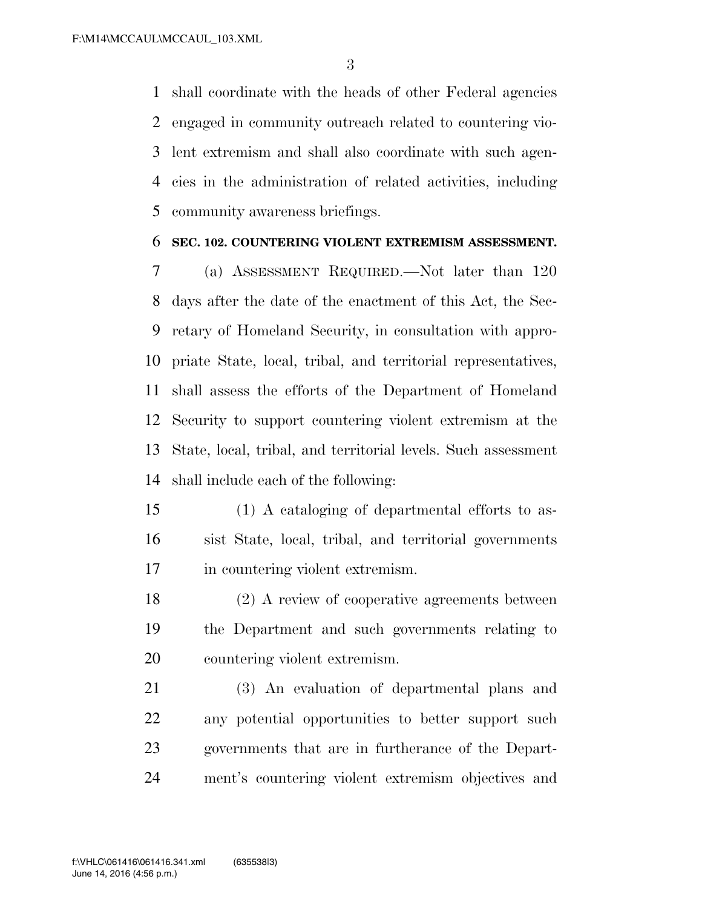shall coordinate with the heads of other Federal agencies engaged in community outreach related to countering violent extremism and shall also coordinate with such agencies in the administration of related activities, including community awareness briefings.

**SEC. 102. COUNTERING VIOLENT EXTREMISM ASSESSMENT.**

(a) ASSESSMENT REQUIRED.—Not later than 120 days after the date of the enactment of this Act, the Secretary of Homeland Security, in consultation with appropriate State, local, tribal, and territorial representatives, shall assess the efforts of the Department of Homeland Security to support countering violent extremism at the State, local, tribal, and territorial levels. Such assessment shall include each of the following:

(1) A cataloging of departmental efforts to assist State, local, tribal, and territorial governments in countering violent extremism.

(2) A review of cooperative agreements between the Department and such governments relating to countering violent extremism.

(3) An evaluation of departmental plans and any potential opportunities to better support such governments that are in furtherance of the Department's countering violent extremism objectives and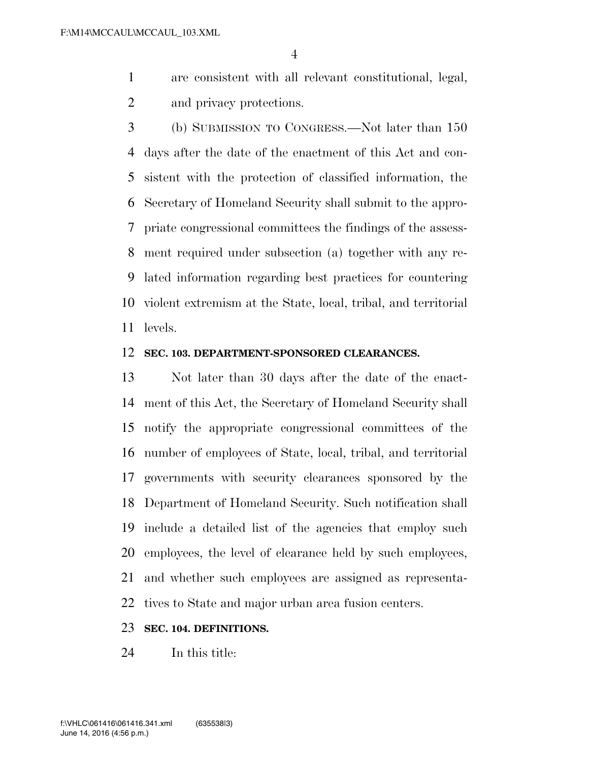are consistent with all relevant constitutional, legal, and privacy protections.

(b) SUBMISSION TO CONGRESS.—Not later than 150 days after the date of the enactment of this Act and consistent with the protection of classified information, the Secretary of Homeland Security shall submit to the appropriate congressional committees the findings of the assessment required under subsection (a) together with any related information regarding best practices for countering violent extremism at the State, local, tribal, and territorial levels.

**SEC. 103. DEPARTMENT-SPONSORED CLEARANCES.**

Not later than 30 days after the date of the enactment of this Act, the Secretary of Homeland Security shall notify the appropriate congressional committees of the number of employees of State, local, tribal, and territorial governments with security clearances sponsored by the Department of Homeland Security. Such notification shall include a detailed list of the agencies that employ such employees, the level of clearance held by such employees, and whether such employees are assigned as representatives to State and major urban area fusion centers.

**SEC. 104. DEFINITIONS.**

In this title: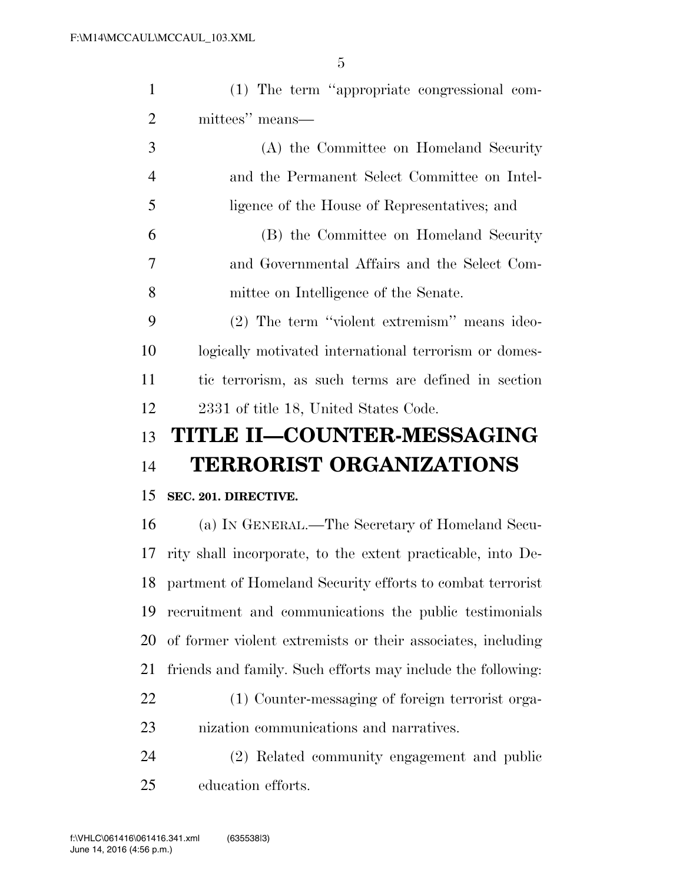(1) The term "appropriate congressional committees" means—

(A) the Committee on Homeland Security and the Permanent Select Committee on Intelligence of the House of Representatives; and

(B) the Committee on Homeland Security and Governmental Affairs and the Select Committee on Intelligence of the Senate.

(2) The term "violent extremism" means ideologically motivated international terrorism or domestic terrorism, as such terms are defined in section 2331 of title 18, United States Code.

# TITLE II—COUNTER-MESSAGING TERRORIST ORGANIZATIONS

**SEC. 201. DIRECTIVE.**

(a) IN GENERAL.—The Secretary of Homeland Security shall incorporate, to the extent practicable, into Department of Homeland Security efforts to combat terrorist recruitment and communications the public testimonials of former violent extremists or their associates, including friends and family. Such efforts may include the following:

(1) Counter-messaging of foreign terrorist organization communications and narratives.

(2) Related community engagement and public education efforts.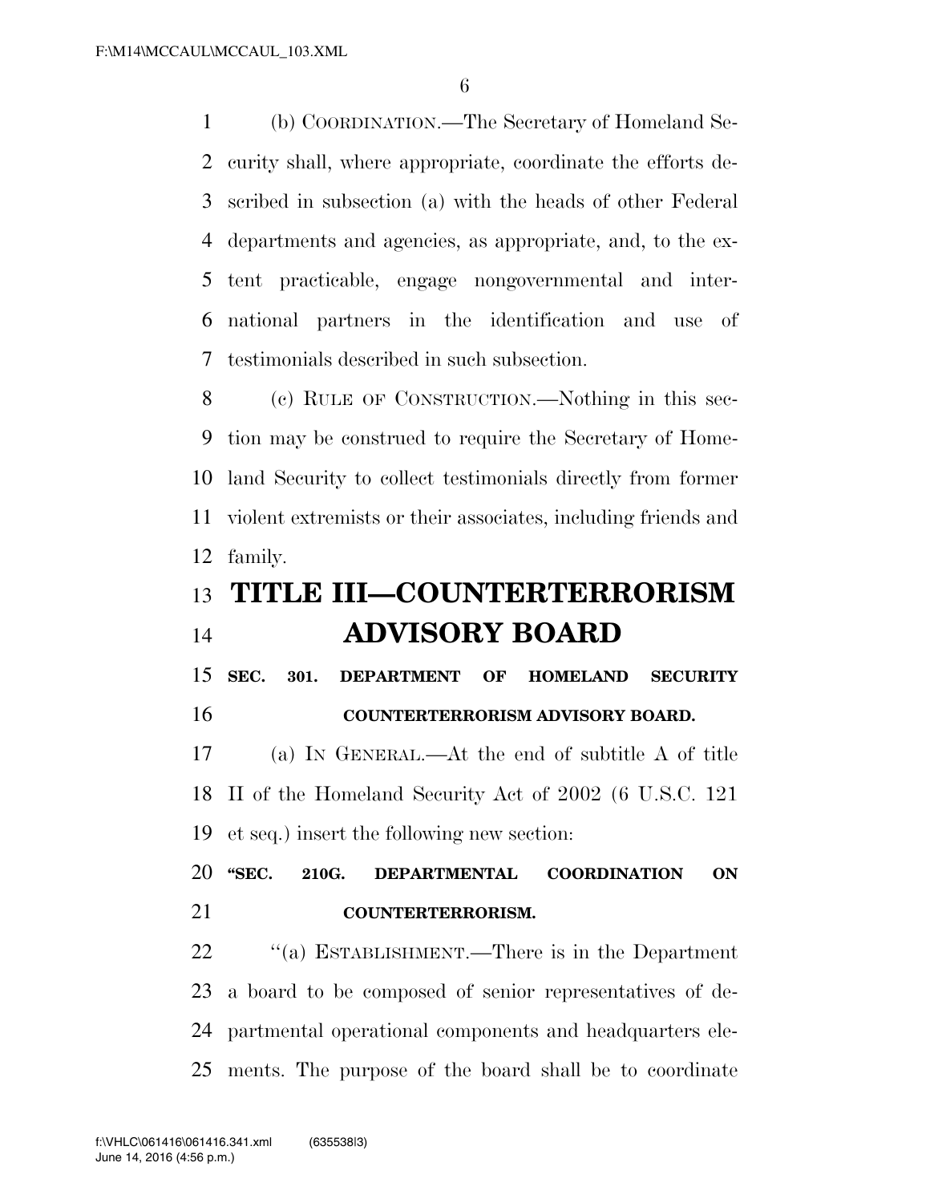(b) COORDINATION.—The Secretary of Homeland Security shall, where appropriate, coordinate the efforts described in subsection (a) with the heads of other Federal departments and agencies, as appropriate, and, to the extent practicable, engage nongovernmental and international partners in the identification and use of testimonials described in such subsection.

(c) RULE OF CONSTRUCTION.—Nothing in this section may be construed to require the Secretary of Homeland Security to collect testimonials directly from former violent extremists or their associates, including friends and family.

# TITLE III—COUNTERTERRORISM ADVISORY BOARD

## SEC. 301. DEPARTMENT OF HOMELAND SECURITY COUNTERTERRORISM ADVISORY BOARD.

(a) IN GENERAL.—At the end of subtitle A of title II of the Homeland Security Act of 2002 (6 U.S.C. 121 et seq.) insert the following new section:

**"SEC. 210G. DEPARTMENTAL COORDINATION ON COUNTERTERRORISM.**

"(a) ESTABLISHMENT.—There is in the Department a board to be composed of senior representatives of departmental operational components and headquarters elements. The purpose of the board shall be to coordinate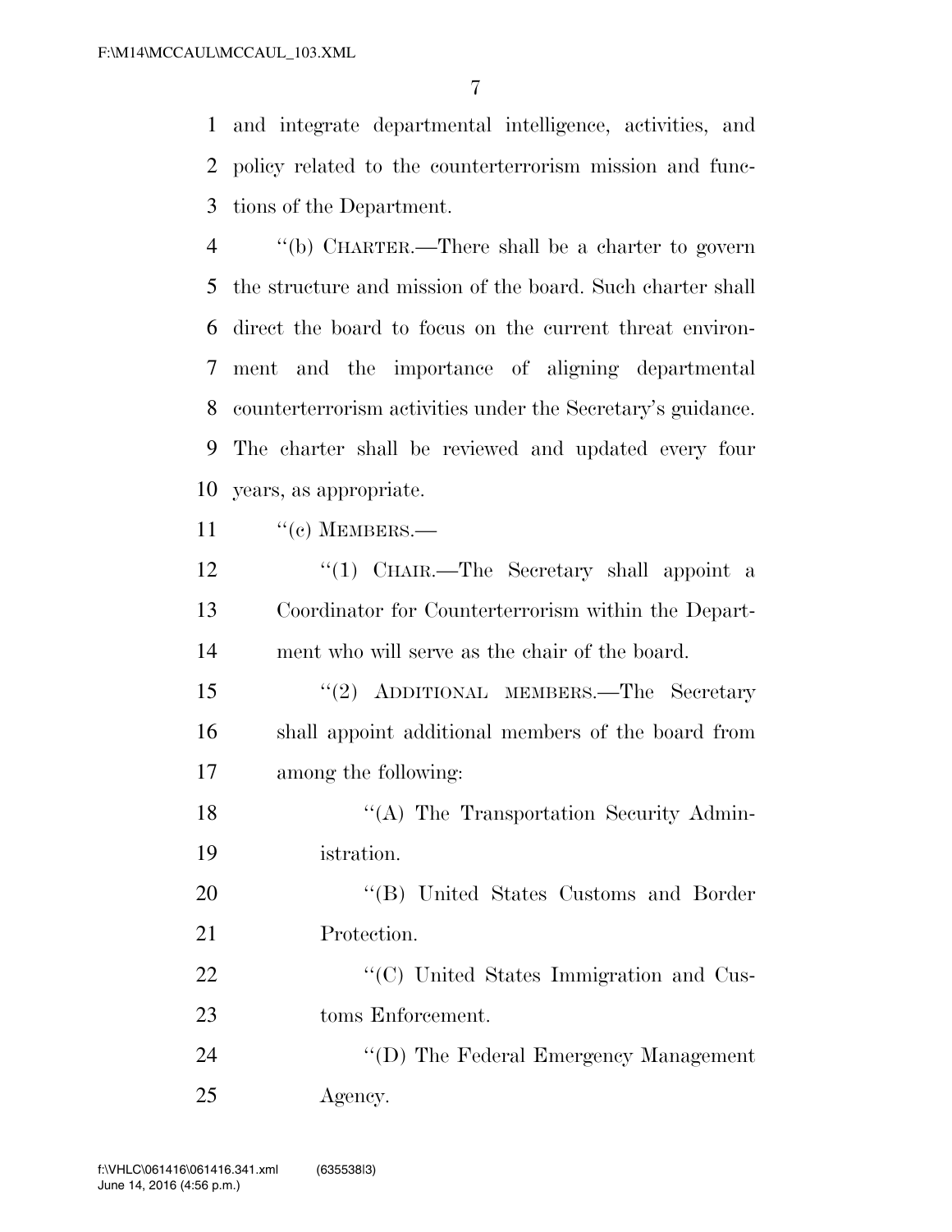and integrate departmental intelligence, activities, and policy related to the counterterrorism mission and functions of the Department.

''(b) CHARTER.—There shall be a charter to govern the structure and mission of the board. Such charter shall direct the board to focus on the current threat environment and the importance of aligning departmental counterterrorism activities under the Secretary's guidance. The charter shall be reviewed and updated every four years, as appropriate.

''(c) MEMBERS.—

''(1) CHAIR.—The Secretary shall appoint a Coordinator for Counterterrorism within the Department who will serve as the chair of the board.

''(2) ADDITIONAL MEMBERS.—The Secretary shall appoint additional members of the board from among the following:

''(A) The Transportation Security Administration.

''(B) United States Customs and Border Protection.

''(C) United States Immigration and Customs Enforcement.

''(D) The Federal Emergency Management Agency.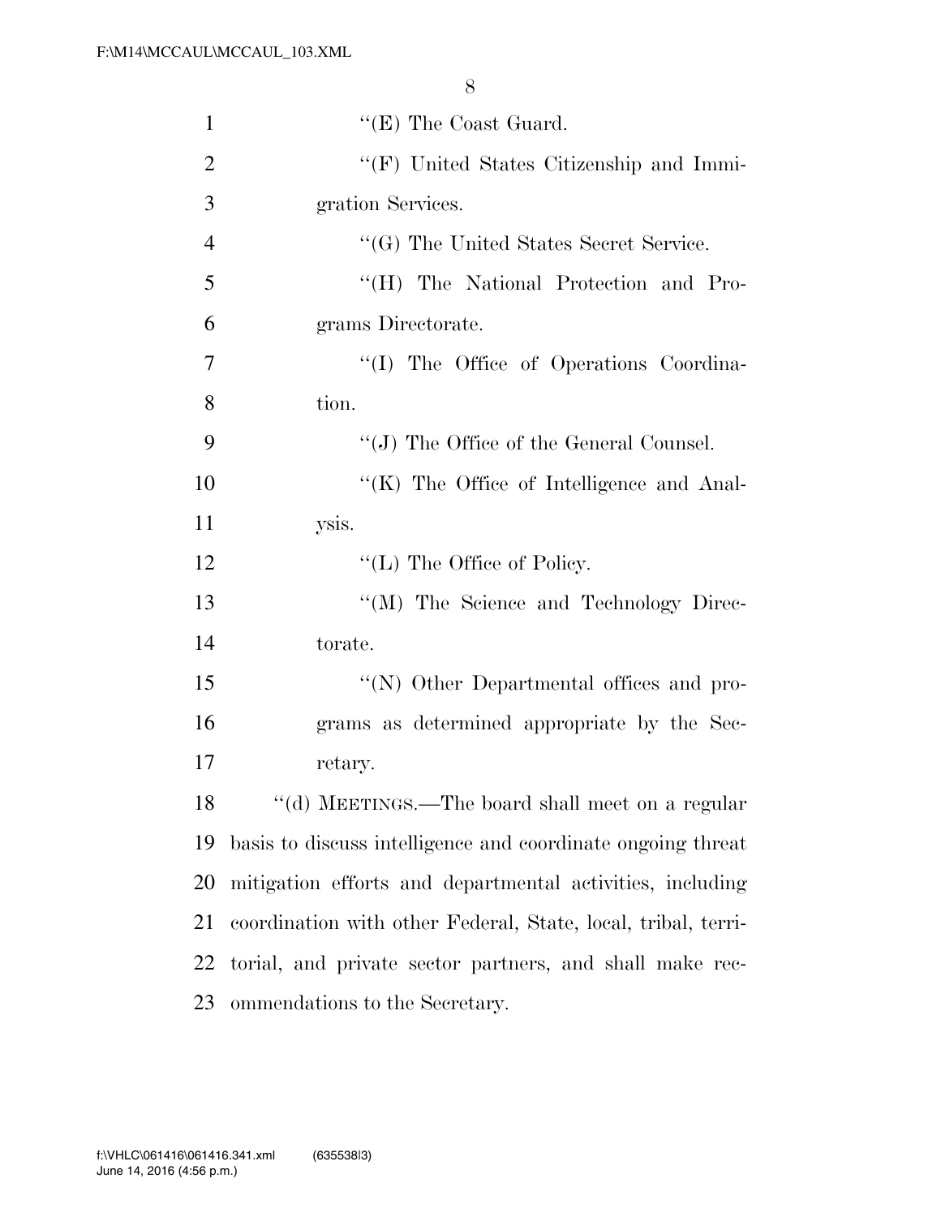''(E) The Coast Guard.

''(F) United States Citizenship and Immigration Services.

''(G) The United States Secret Service.

''(H) The National Protection and Programs Directorate.

''(I) The Office of Operations Coordination.

''(J) The Office of the General Counsel.

''(K) The Office of Intelligence and Analysis.

''(L) The Office of Policy.

''(M) The Science and Technology Directorate.

''(N) Other Departmental offices and programs as determined appropriate by the Secretary.

''(d) MEETINGS.—The board shall meet on a regular basis to discuss intelligence and coordinate ongoing threat mitigation efforts and departmental activities, including coordination with other Federal, State, local, tribal, territorial, and private sector partners, and shall make recommendations to the Secretary.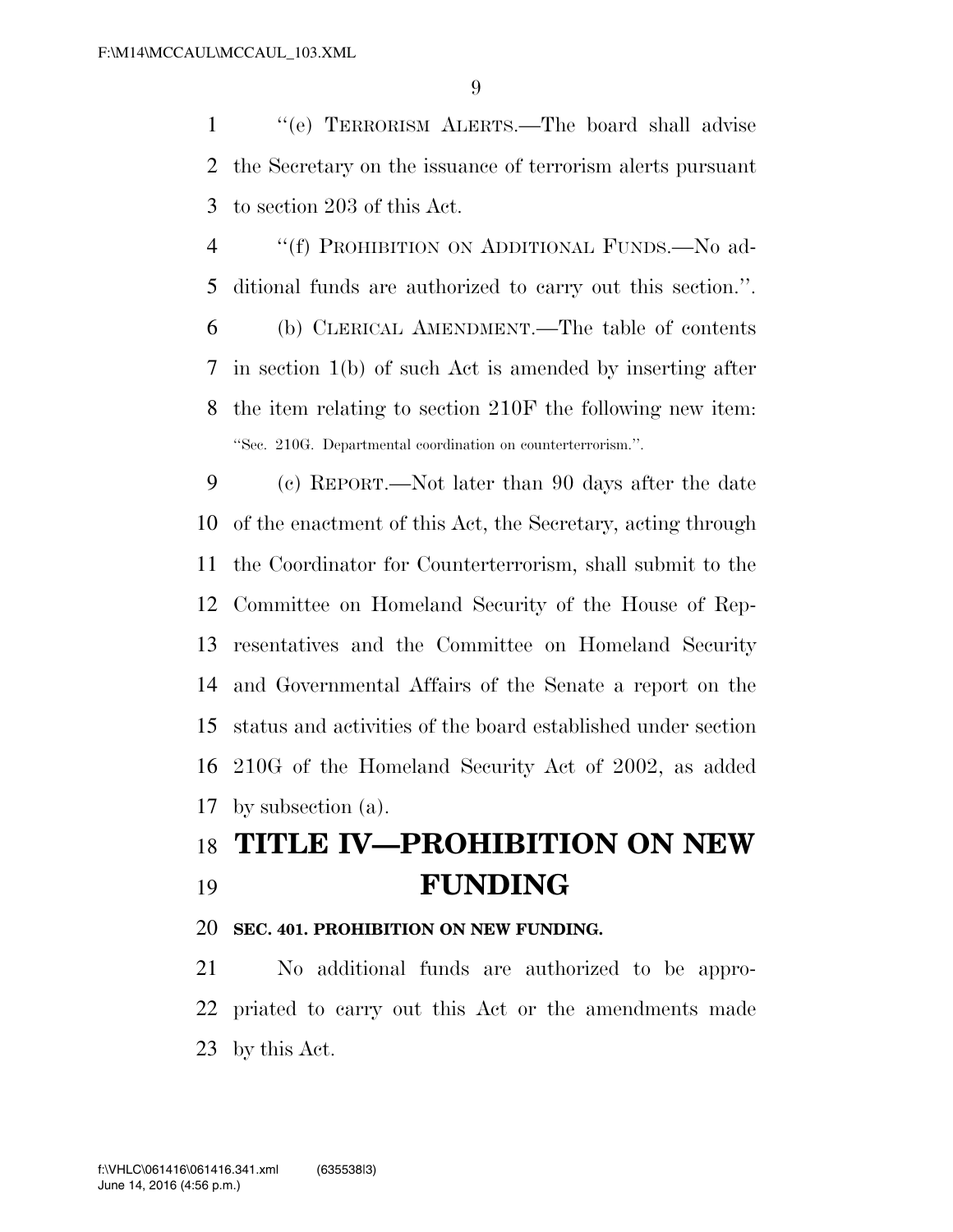"(e) TERRORISM ALERTS.—The board shall advise the Secretary on the issuance of terrorism alerts pursuant to section 203 of this Act.

"(f) PROHIBITION ON ADDITIONAL FUNDS.—No additional funds are authorized to carry out this section.".

(b) CLERICAL AMENDMENT.—The table of contents in section 1(b) of such Act is amended by inserting after the item relating to section 210F the following new item:

"Sec. 210G. Departmental coordination on counterterrorism.".

(c) REPORT.—Not later than 90 days after the date of the enactment of this Act, the Secretary, acting through the Coordinator for Counterterrorism, shall submit to the Committee on Homeland Security of the House of Representatives and the Committee on Homeland Security and Governmental Affairs of the Senate a report on the status and activities of the board established under section 210G of the Homeland Security Act of 2002, as added by subsection (a).

# TITLE IV—PROHIBITION ON NEW FUNDING

### SEC. 401. PROHIBITION ON NEW FUNDING.

No additional funds are authorized to be appropriated to carry out this Act or the amendments made by this Act.